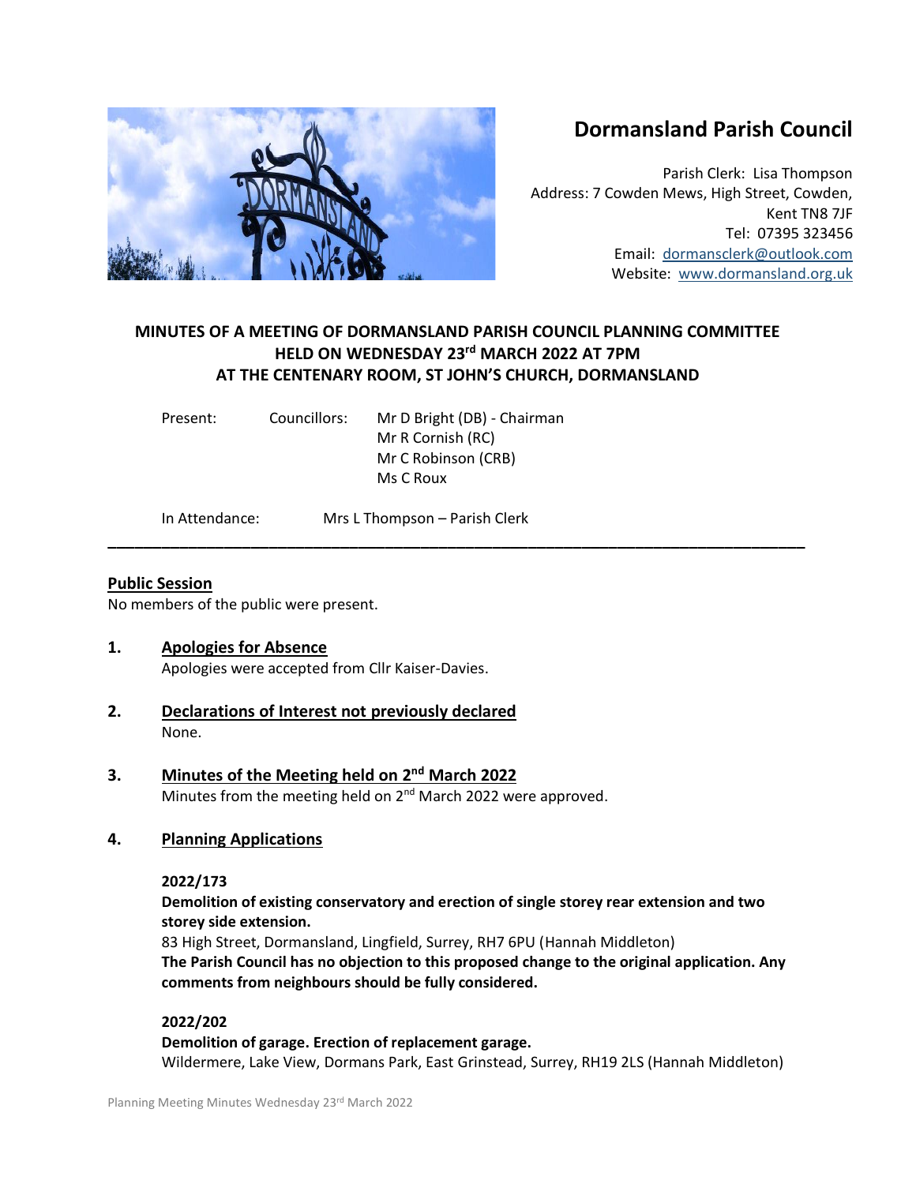# Dormansland Parish Council

Parish Clerk: Lisa Thompson
Address: 7 Cowden Mews, High Street, Cowden, Kent TN8 7JF
Tel: 07395 323456
Email: dormansclerk@outlook.com
Website: www.dormansland.org.uk

## MINUTES OF A MEETING OF DORMANSLAND PARISH COUNCIL PLANNING COMMITTEE HELD ON WEDNESDAY 23rd MARCH 2022 AT 7PM AT THE CENTENARY ROOM, ST JOHN'S CHURCH, DORMANSLAND

Present: Councillors: Mr D Bright (DB) - Chairman
Mr R Cornish (RC)
Mr C Robinson (CRB)
Ms C Roux

In Attendance: Mrs L Thompson – Parish Clerk

---

### Public Session

No members of the public were present.

### 1. Apologies for Absence

Apologies were accepted from Cllr Kaiser-Davies.

### 2. Declarations of Interest not previously declared

None.

### 3. Minutes of the Meeting held on 2nd March 2022

Minutes from the meeting held on 2nd March 2022 were approved.

### 4. Planning Applications

**2022/173**

**Demolition of existing conservatory and erection of single storey rear extension and two storey side extension.**

83 High Street, Dormansland, Lingfield, Surrey, RH7 6PU (Hannah Middleton)

**The Parish Council has no objection to this proposed change to the original application. Any comments from neighbours should be fully considered.**

**2022/202**

**Demolition of garage. Erection of replacement garage.**

Wildermere, Lake View, Dormans Park, East Grinstead, Surrey, RH19 2LS (Hannah Middleton)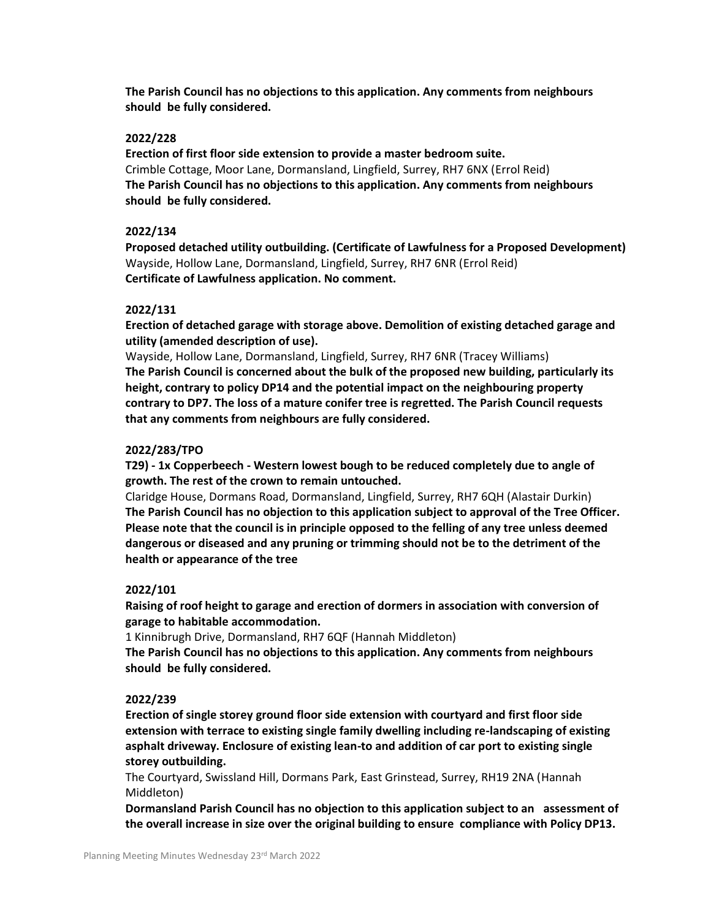**The Parish Council has no objections to this application. Any comments from neighbours should be fully considered.**

**2022/228**

**Erection of first floor side extension to provide a master bedroom suite.**

Crimble Cottage, Moor Lane, Dormansland, Lingfield, Surrey, RH7 6NX (Errol Reid)

**The Parish Council has no objections to this application. Any comments from neighbours should be fully considered.**

**2022/134**

**Proposed detached utility outbuilding. (Certificate of Lawfulness for a Proposed Development)**

Wayside, Hollow Lane, Dormansland, Lingfield, Surrey, RH7 6NR (Errol Reid)

**Certificate of Lawfulness application. No comment.**

**2022/131**

**Erection of detached garage with storage above. Demolition of existing detached garage and utility (amended description of use).**

Wayside, Hollow Lane, Dormansland, Lingfield, Surrey, RH7 6NR (Tracey Williams)

**The Parish Council is concerned about the bulk of the proposed new building, particularly its height, contrary to policy DP14 and the potential impact on the neighbouring property contrary to DP7. The loss of a mature conifer tree is regretted. The Parish Council requests that any comments from neighbours are fully considered.**

**2022/283/TPO**

**T29) - 1x Copperbeech - Western lowest bough to be reduced completely due to angle of growth. The rest of the crown to remain untouched.**

Claridge House, Dormans Road, Dormansland, Lingfield, Surrey, RH7 6QH (Alastair Durkin)

**The Parish Council has no objection to this application subject to approval of the Tree Officer. Please note that the council is in principle opposed to the felling of any tree unless deemed dangerous or diseased and any pruning or trimming should not be to the detriment of the health or appearance of the tree**

**2022/101**

**Raising of roof height to garage and erection of dormers in association with conversion of garage to habitable accommodation.**

1 Kinnibrugh Drive, Dormansland, RH7 6QF (Hannah Middleton)

**The Parish Council has no objections to this application. Any comments from neighbours should be fully considered.**

**2022/239**

**Erection of single storey ground floor side extension with courtyard and first floor side extension with terrace to existing single family dwelling including re-landscaping of existing asphalt driveway. Enclosure of existing lean-to and addition of car port to existing single storey outbuilding.**

The Courtyard, Swissland Hill, Dormans Park, East Grinstead, Surrey, RH19 2NA (Hannah Middleton)

**Dormansland Parish Council has no objection to this application subject to an assessment of the overall increase in size over the original building to ensure compliance with Policy DP13.**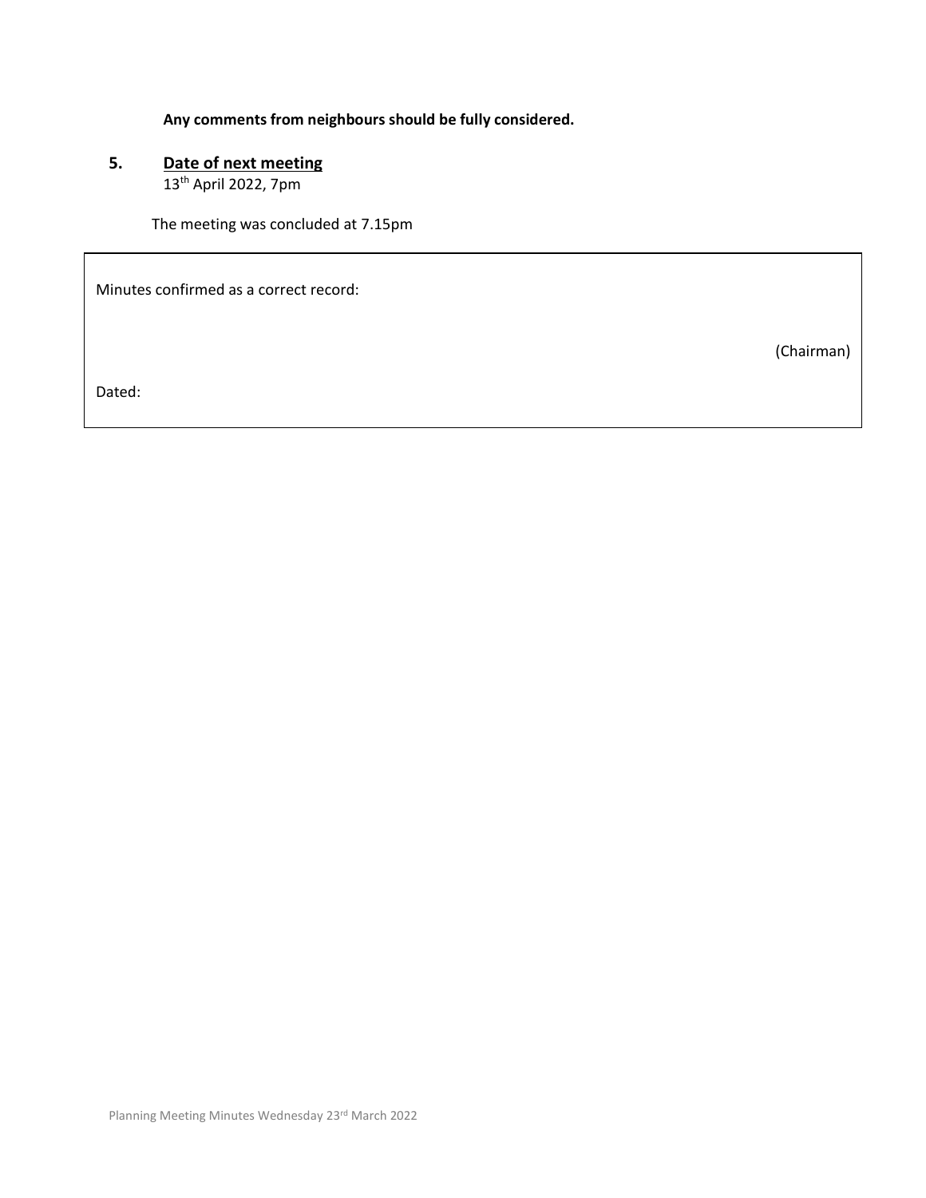**Any comments from neighbours should be fully considered.**

## 5. Date of next meeting

13th April 2022, 7pm

The meeting was concluded at 7.15pm

Minutes confirmed as a correct record:

(Chairman)

Dated: